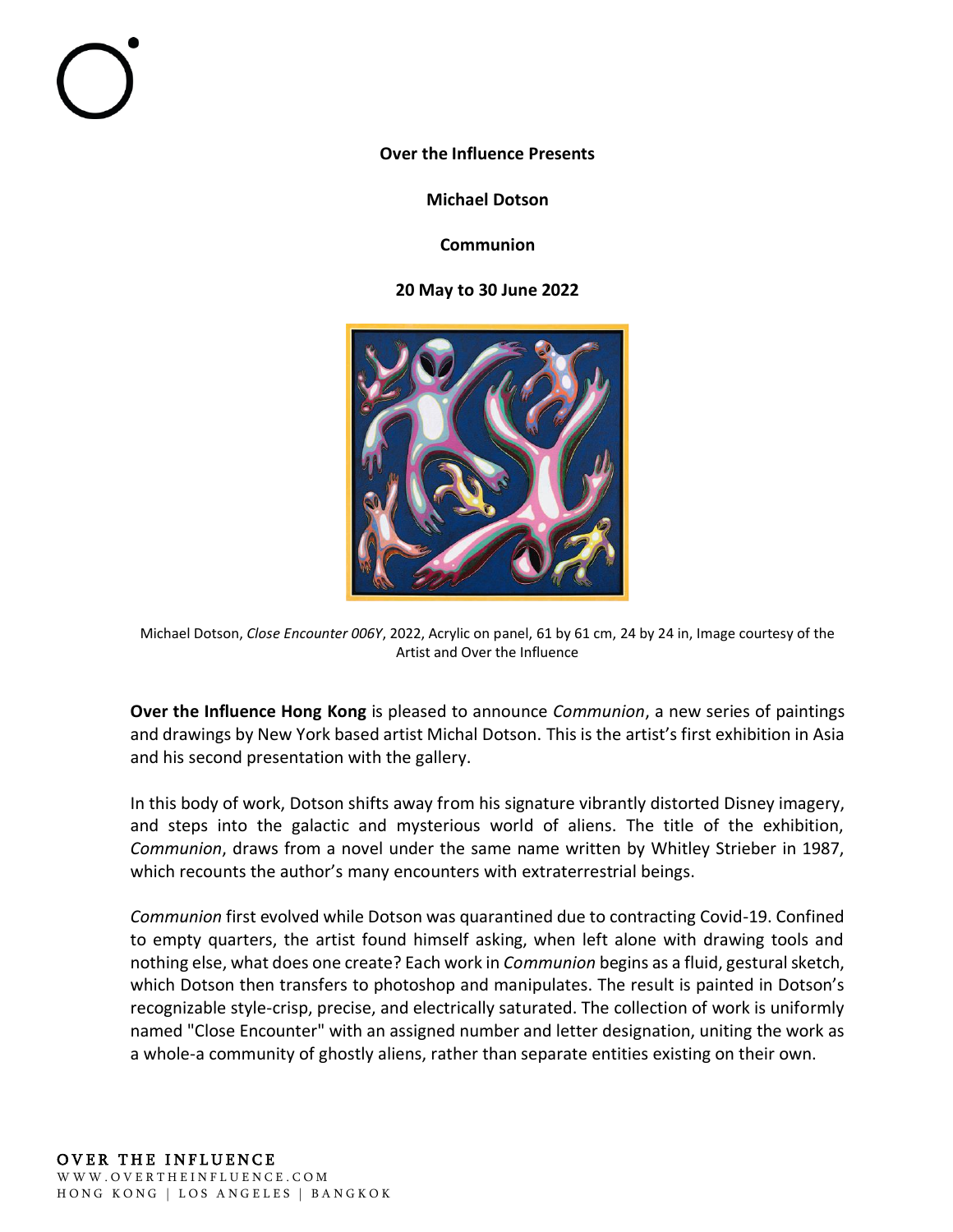**Over the Influence Presents**

**Michael Dotson**

**Communion**

**20 May to 30 June 2022**

Michael Dotson, *Close Encounter 006Y*, 2022, Acrylic on panel, 61 by 61 cm, 24 by 24 in, Image courtesy of the Artist and Over the Influence

**Over the Influence Hong Kong** is pleased to announce *Communion*, a new series of paintings and drawings by New York based artist Michal Dotson. This is the artist's first exhibition in Asia and his second presentation with the gallery.

In this body of work, Dotson shifts away from his signature vibrantly distorted Disney imagery, and steps into the galactic and mysterious world of aliens. The title of the exhibition, *Communion*, draws from a novel under the same name written by Whitley Strieber in 1987, which recounts the author's many encounters with extraterrestrial beings.

*Communion* first evolved while Dotson was quarantined due to contracting Covid-19. Confined to empty quarters, the artist found himself asking, when left alone with drawing tools and nothing else, what does one create? Each work in *Communion* begins as a fluid, gestural sketch, which Dotson then transfers to photoshop and manipulates. The result is painted in Dotson's recognizable style-crisp, precise, and electrically saturated. The collection of work is uniformly named "Close Encounter" with an assigned number and letter designation, uniting the work as a whole-a community of ghostly aliens, rather than separate entities existing on their own.

OVER THE INFLUENCE
WWW.OVERTHEINFLUENCE.COM
HONG KONG | LOS ANGELES | BANGKOK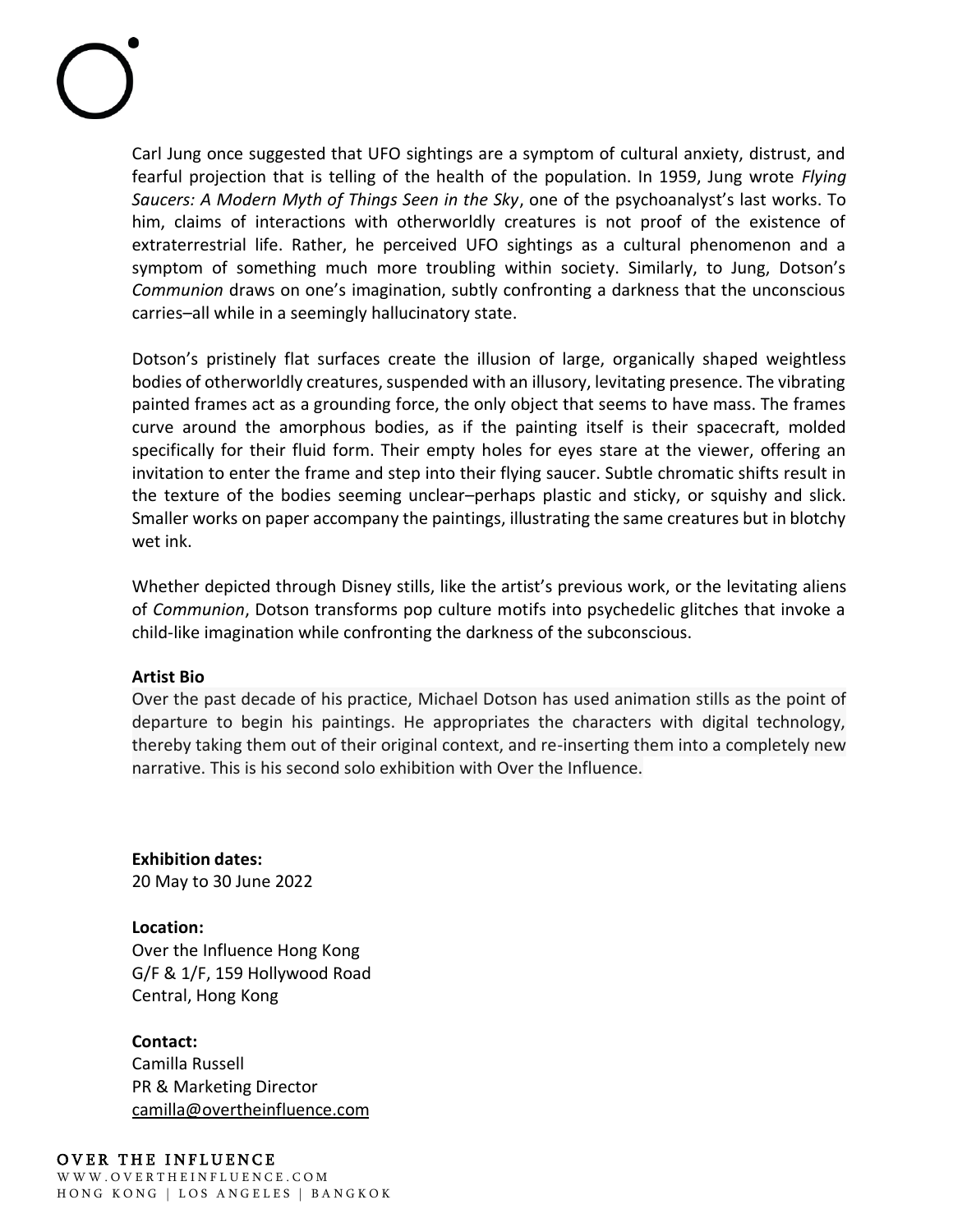Carl Jung once suggested that UFO sightings are a symptom of cultural anxiety, distrust, and fearful projection that is telling of the health of the population. In 1959, Jung wrote *Flying Saucers: A Modern Myth of Things Seen in the Sky*, one of the psychoanalyst's last works. To him, claims of interactions with otherworldly creatures is not proof of the existence of extraterrestrial life. Rather, he perceived UFO sightings as a cultural phenomenon and a symptom of something much more troubling within society. Similarly, to Jung, Dotson's *Communion* draws on one's imagination, subtly confronting a darkness that the unconscious carries–all while in a seemingly hallucinatory state.

Dotson's pristinely flat surfaces create the illusion of large, organically shaped weightless bodies of otherworldly creatures, suspended with an illusory, levitating presence. The vibrating painted frames act as a grounding force, the only object that seems to have mass. The frames curve around the amorphous bodies, as if the painting itself is their spacecraft, molded specifically for their fluid form. Their empty holes for eyes stare at the viewer, offering an invitation to enter the frame and step into their flying saucer. Subtle chromatic shifts result in the texture of the bodies seeming unclear–perhaps plastic and sticky, or squishy and slick. Smaller works on paper accompany the paintings, illustrating the same creatures but in blotchy wet ink.

Whether depicted through Disney stills, like the artist's previous work, or the levitating aliens of *Communion*, Dotson transforms pop culture motifs into psychedelic glitches that invoke a child-like imagination while confronting the darkness of the subconscious.

**Artist Bio**

Over the past decade of his practice, Michael Dotson has used animation stills as the point of departure to begin his paintings. He appropriates the characters with digital technology, thereby taking them out of their original context, and re-inserting them into a completely new narrative. This is his second solo exhibition with Over the Influence.

**Exhibition dates:**
20 May to 30 June 2022

**Location:**
Over the Influence Hong Kong
G/F & 1/F, 159 Hollywood Road
Central, Hong Kong

**Contact:**
Camilla Russell
PR & Marketing Director
camilla@overtheinfluence.com

OVER THE INFLUENCE
WWW.OVERTHEINFLUENCE.COM
HONG KONG | LOS ANGELES | BANGKOK